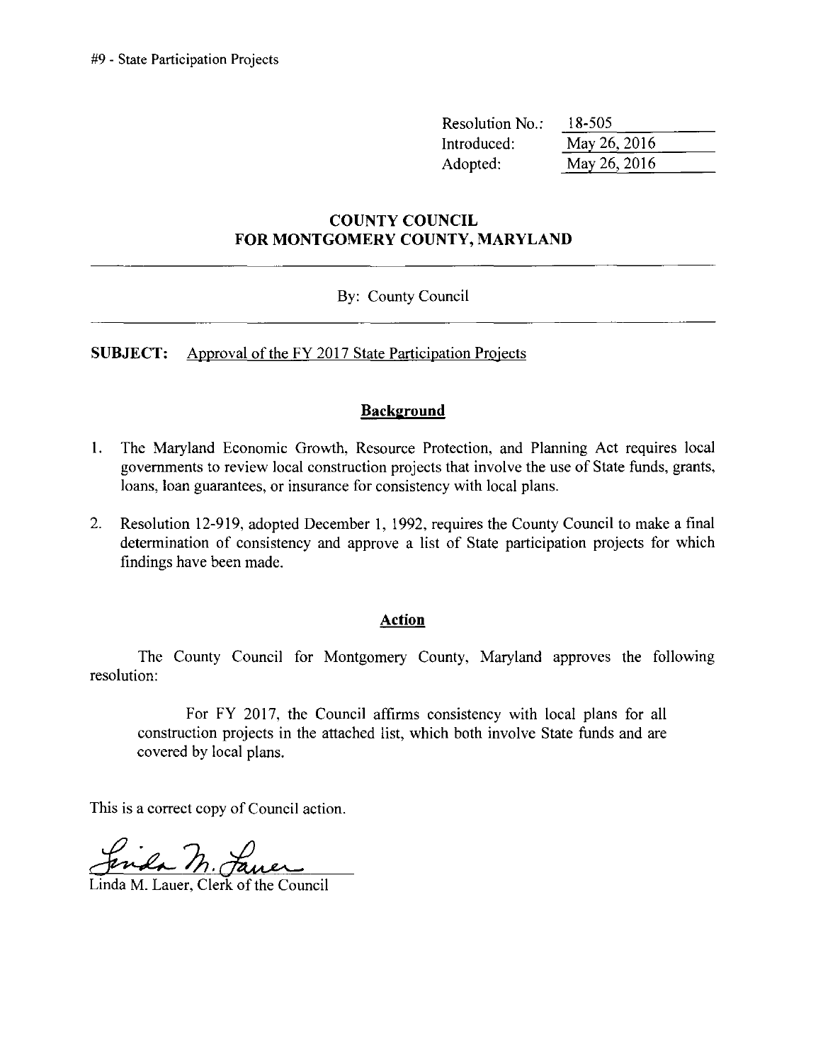#9 - State Participation Projects

| Resolution No.: | 18-505 |
|---|---|
| Introduced: | May 26, 2016 |
| Adopted: | May 26, 2016 |

## COUNTY COUNCIL
## FOR MONTGOMERY COUNTY, MARYLAND

By: County Council

**SUBJECT:** Approval of the FY 2017 State Participation Projects

### Background

1. The Maryland Economic Growth, Resource Protection, and Planning Act requires local governments to review local construction projects that involve the use of State funds, grants, loans, loan guarantees, or insurance for consistency with local plans.

2. Resolution 12-919, adopted December 1, 1992, requires the County Council to make a final determination of consistency and approve a list of State participation projects for which findings have been made.

### Action

The County Council for Montgomery County, Maryland approves the following resolution:

> For FY 2017, the Council affirms consistency with local plans for all construction projects in the attached list, which both involve State funds and are covered by local plans.

This is a correct copy of Council action.

Linda M. Lauer, Clerk of the Council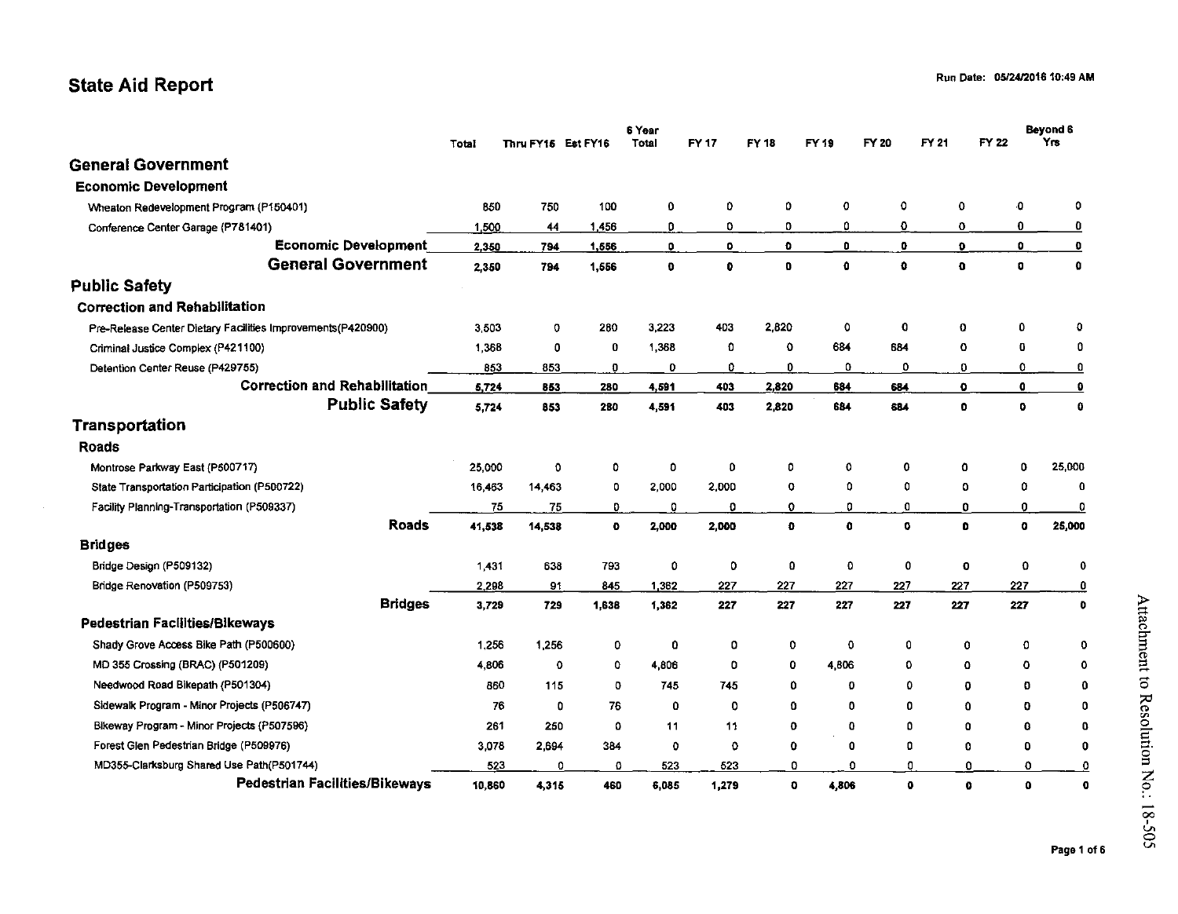# State Aid Report

Run Date: 05/24/2016 10:49 AM

| | Total | Thru FY15 | Est FY16 | 6 Year Total | FY 17 | FY 18 | FY 19 | FY 20 | FY 21 | FY 22 | Beyond 6 Yrs |
|---|---|---|---|---|---|---|---|---|---|---|---|
| **General Government** | | | | | | | | | | | |
| **Economic Development** | | | | | | | | | | | |
| Wheaton Redevelopment Program (P150401) | 850 | 750 | 100 | 0 | 0 | 0 | 0 | 0 | 0 | 0 | 0 |
| Conference Center Garage (P781401) | 1,500 | 44 | 1,456 | 0 | 0 | 0 | 0 | 0 | 0 | 0 | 0 |
| **Economic Development** | **2,350** | **794** | **1,556** | **0** | **0** | **0** | **0** | **0** | **0** | **0** | **0** |
| **General Government** | **2,350** | **794** | **1,556** | **0** | **0** | **0** | **0** | **0** | **0** | **0** | **0** |
| **Public Safety** | | | | | | | | | | | |
| **Correction and Rehabilitation** | | | | | | | | | | | |
| Pre-Release Center Dietary Facilities Improvements(P420900) | 3,503 | 0 | 280 | 3,223 | 403 | 2,820 | 0 | 0 | 0 | 0 | 0 |
| Criminal Justice Complex (P421100) | 1,368 | 0 | 0 | 1,368 | 0 | 0 | 684 | 684 | 0 | 0 | 0 |
| Detention Center Reuse (P429755) | 853 | 853 | 0 | 0 | 0 | 0 | 0 | 0 | 0 | 0 | 0 |
| **Correction and Rehabilitation** | **5,724** | **853** | **280** | **4,591** | **403** | **2,820** | **684** | **684** | **0** | **0** | **0** |
| **Public Safety** | **5,724** | **853** | **280** | **4,591** | **403** | **2,820** | **684** | **684** | **0** | **0** | **0** |
| **Transportation** | | | | | | | | | | | |
| **Roads** | | | | | | | | | | | |
| Montrose Parkway East (P500717) | 25,000 | 0 | 0 | 0 | 0 | 0 | 0 | 0 | 0 | 0 | 25,000 |
| State Transportation Participation (P500722) | 16,463 | 14,463 | 0 | 2,000 | 2,000 | 0 | 0 | 0 | 0 | 0 | 0 |
| Facility Planning-Transportation (P509337) | 75 | 75 | 0 | 0 | 0 | 0 | 0 | 0 | 0 | 0 | 0 |
| **Roads** | **41,538** | **14,538** | **0** | **2,000** | **2,000** | **0** | **0** | **0** | **0** | **0** | **25,000** |
| **Bridges** | | | | | | | | | | | |
| Bridge Design (P509132) | 1,431 | 638 | 793 | 0 | 0 | 0 | 0 | 0 | 0 | 0 | 0 |
| Bridge Renovation (P509753) | 2,298 | 91 | 845 | 1,362 | 227 | 227 | 227 | 227 | 227 | 227 | 0 |
| **Bridges** | **3,729** | **729** | **1,638** | **1,362** | **227** | **227** | **227** | **227** | **227** | **227** | **0** |
| **Pedestrian Facilities/Bikeways** | | | | | | | | | | | |
| Shady Grove Access Bike Path (P500600) | 1,256 | 1,256 | 0 | 0 | 0 | 0 | 0 | 0 | 0 | 0 | 0 |
| MD 355 Crossing (BRAC) (P501209) | 4,806 | 0 | 0 | 4,806 | 0 | 0 | 4,806 | 0 | 0 | 0 | 0 |
| Needwood Road Bikepath (P501304) | 860 | 115 | 0 | 745 | 745 | 0 | 0 | 0 | 0 | 0 | 0 |
| Sidewalk Program - Minor Projects (P506747) | 76 | 0 | 76 | 0 | 0 | 0 | 0 | 0 | 0 | 0 | 0 |
| Bikeway Program - Minor Projects (P507596) | 261 | 250 | 0 | 11 | 11 | 0 | 0 | 0 | 0 | 0 | 0 |
| Forest Glen Pedestrian Bridge (P509976) | 3,078 | 2,694 | 384 | 0 | 0 | 0 | 0 | 0 | 0 | 0 | 0 |
| MD355-Clarksburg Shared Use Path(P501744) | 523 | 0 | 0 | 523 | 523 | 0 | 0 | 0 | 0 | 0 | 0 |
| **Pedestrian Facilities/Bikeways** | **10,860** | **4,315** | **460** | **6,085** | **1,279** | **0** | **4,806** | **0** | **0** | **0** | **0** |

Attachment to Resolution No.: 18-505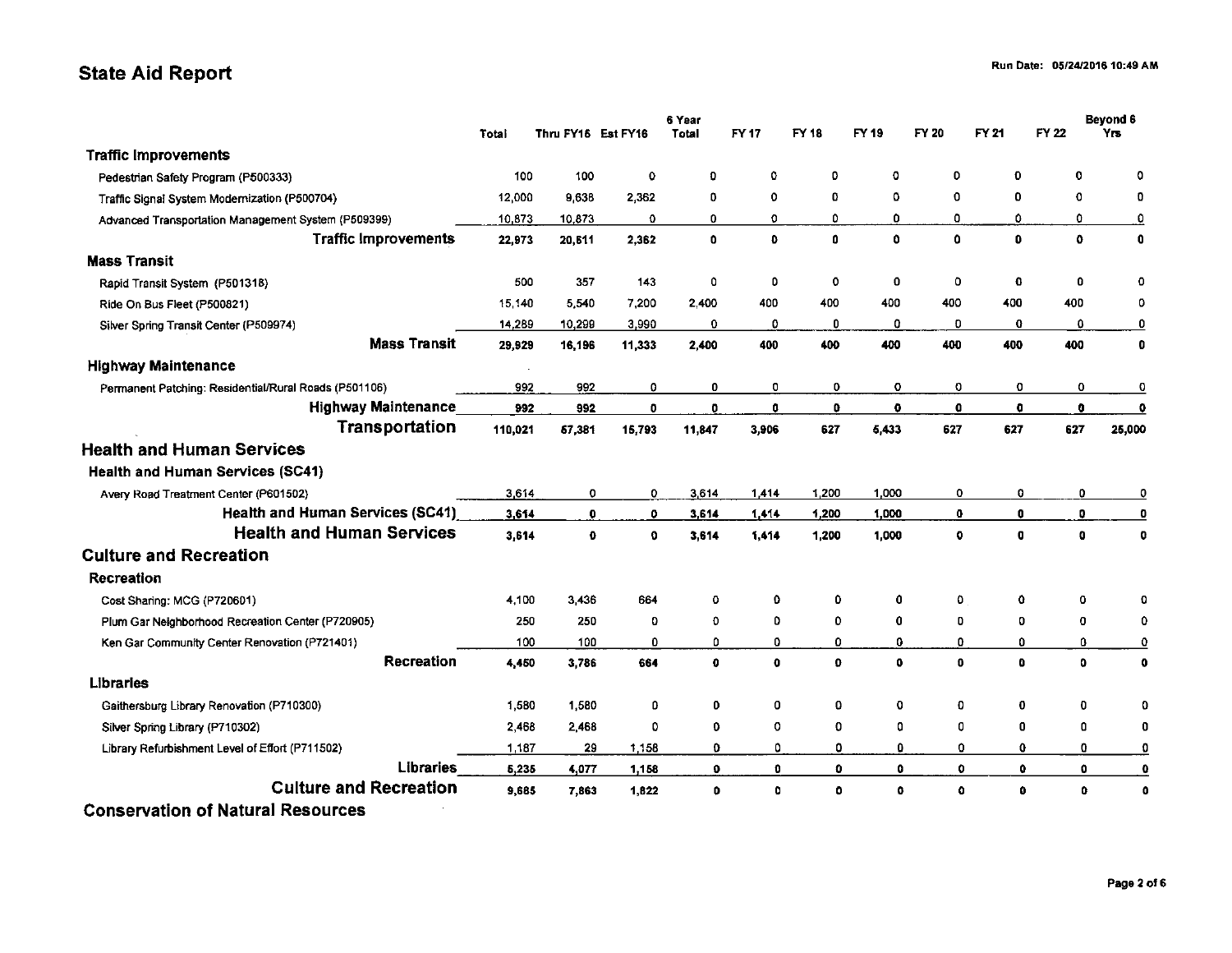## State Aid Report

| | Total | Thru FY16 | Est FY16 | 6 Year Total | FY 17 | FY 18 | FY 19 | FY 20 | FY 21 | FY 22 | Beyond 6 Yrs |
|---|---|---|---|---|---|---|---|---|---|---|---|
| **Traffic Improvements** | | | | | | | | | | | |
| Pedestrian Safety Program (P500333) | 100 | 100 | 0 | 0 | 0 | 0 | 0 | 0 | 0 | 0 | 0 |
| Traffic Signal System Modernization (P500704) | 12,000 | 9,638 | 2,362 | 0 | 0 | 0 | 0 | 0 | 0 | 0 | 0 |
| Advanced Transportation Management System (P509399) | 10,873 | 10,873 | 0 | 0 | 0 | 0 | 0 | 0 | 0 | 0 | 0 |
| **Traffic Improvements** | **22,973** | **20,611** | **2,362** | **0** | **0** | **0** | **0** | **0** | **0** | **0** | **0** |
| **Mass Transit** | | | | | | | | | | | |
| Rapid Transit System (P501318) | 500 | 357 | 143 | 0 | 0 | 0 | 0 | 0 | 0 | 0 | 0 |
| Ride On Bus Fleet (P500821) | 15,140 | 5,540 | 7,200 | 2,400 | 400 | 400 | 400 | 400 | 400 | 400 | 0 |
| Silver Spring Transit Center (P509974) | 14,289 | 10,299 | 3,990 | 0 | 0 | 0 | 0 | 0 | 0 | 0 | 0 |
| **Mass Transit** | **29,929** | **16,196** | **11,333** | **2,400** | **400** | **400** | **400** | **400** | **400** | **400** | **0** |
| **Highway Maintenance** | | | | | | | | | | | |
| Permanent Patching: Residential/Rural Roads (P501106) | 992 | 992 | 0 | 0 | 0 | 0 | 0 | 0 | 0 | 0 | 0 |
| **Highway Maintenance** | **992** | **992** | **0** | **0** | **0** | **0** | **0** | **0** | **0** | **0** | **0** |
| **Transportation** | **110,021** | **67,381** | **15,793** | **11,847** | **3,906** | **627** | **5,433** | **627** | **627** | **627** | **25,000** |
| **Health and Human Services** | | | | | | | | | | | |
| **Health and Human Services (SC41)** | | | | | | | | | | | |
| Avery Road Treatment Center (P601502) | 3,614 | 0 | 0 | 3,614 | 1,414 | 1,200 | 1,000 | 0 | 0 | 0 | 0 |
| **Health and Human Services (SC41)** | **3,614** | **0** | **0** | **3,614** | **1,414** | **1,200** | **1,000** | **0** | **0** | **0** | **0** |
| **Health and Human Services** | **3,614** | **0** | **0** | **3,614** | **1,414** | **1,200** | **1,000** | **0** | **0** | **0** | **0** |
| **Culture and Recreation** | | | | | | | | | | | |
| **Recreation** | | | | | | | | | | | |
| Cost Sharing: MCG (P720601) | 4,100 | 3,436 | 664 | 0 | 0 | 0 | 0 | 0 | 0 | 0 | 0 |
| Plum Gar Neighborhood Recreation Center (P720905) | 250 | 250 | 0 | 0 | 0 | 0 | 0 | 0 | 0 | 0 | 0 |
| Ken Gar Community Center Renovation (P721401) | 100 | 100 | 0 | 0 | 0 | 0 | 0 | 0 | 0 | 0 | 0 |
| **Recreation** | **4,450** | **3,786** | **664** | **0** | **0** | **0** | **0** | **0** | **0** | **0** | **0** |
| **Libraries** | | | | | | | | | | | |
| Gaithersburg Library Renovation (P710300) | 1,580 | 1,580 | 0 | 0 | 0 | 0 | 0 | 0 | 0 | 0 | 0 |
| Silver Spring Library (P710302) | 2,468 | 2,468 | 0 | 0 | 0 | 0 | 0 | 0 | 0 | 0 | 0 |
| Library Refurbishment Level of Effort (P711502) | 1,187 | 29 | 1,158 | 0 | 0 | 0 | 0 | 0 | 0 | 0 | 0 |
| **Libraries** | **5,235** | **4,077** | **1,158** | **0** | **0** | **0** | **0** | **0** | **0** | **0** | **0** |
| **Culture and Recreation** | **9,685** | **7,863** | **1,822** | **0** | **0** | **0** | **0** | **0** | **0** | **0** | **0** |
| **Conservation of Natural Resources** | | | | | | | | | | | |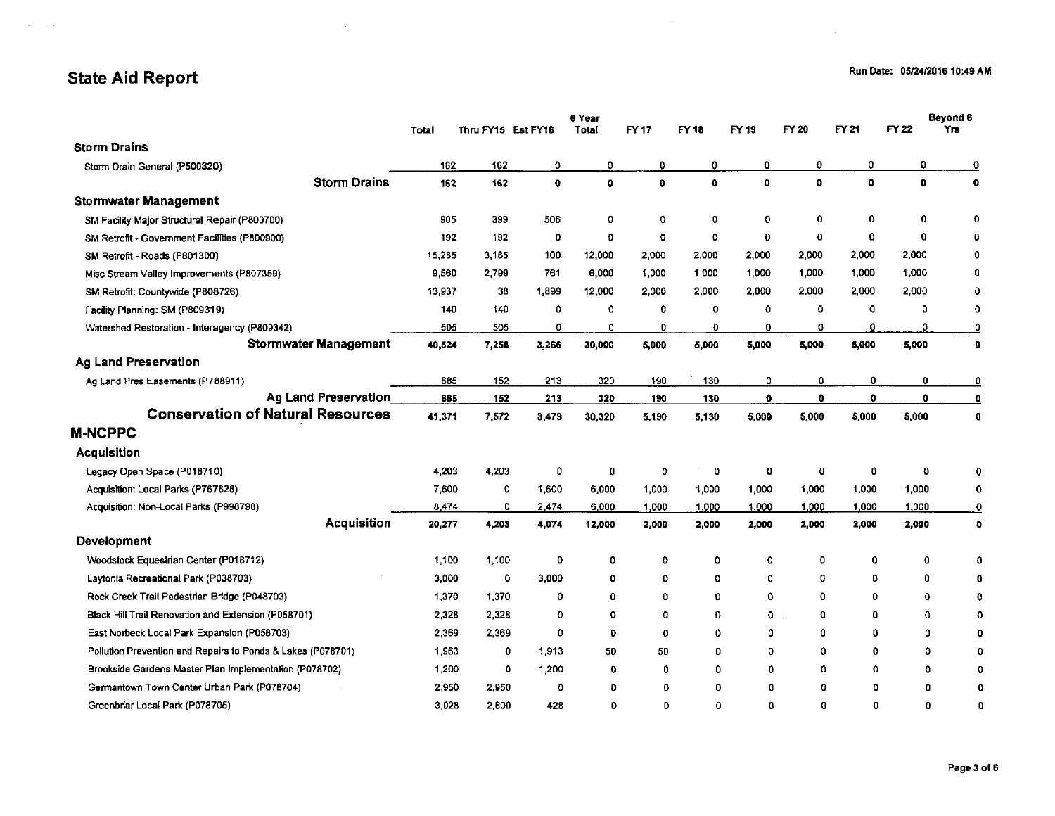# State Aid Report

Run Date: 05/24/2016 10:49 AM

| | Total | Thru FY15 | Est FY16 | 6 Year Total | FY 17 | FY 18 | FY 19 | FY 20 | FY 21 | FY 22 | Beyond 6 Yrs |
|---|---|---|---|---|---|---|---|---|---|---|---|
| **Storm Drains** | | | | | | | | | | | |
| Storm Drain General (P500320) | 162 | 162 | 0 | 0 | 0 | 0 | 0 | 0 | 0 | 0 | 0 |
| **Storm Drains** | **162** | **162** | **0** | **0** | **0** | **0** | **0** | **0** | **0** | **0** | **0** |
| **Stormwater Management** | | | | | | | | | | | |
| SM Facility Major Structural Repair (P800700) | 905 | 399 | 506 | 0 | 0 | 0 | 0 | 0 | 0 | 0 | 0 |
| SM Retrofit - Government Facilities (P800900) | 192 | 192 | 0 | 0 | 0 | 0 | 0 | 0 | 0 | 0 | 0 |
| SM Retrofit - Roads (P801300) | 15,285 | 3,185 | 100 | 12,000 | 2,000 | 2,000 | 2,000 | 2,000 | 2,000 | 2,000 | 0 |
| Misc Stream Valley Improvements (P807359) | 9,560 | 2,799 | 761 | 6,000 | 1,000 | 1,000 | 1,000 | 1,000 | 1,000 | 1,000 | 0 |
| SM Retrofit: Countywide (P808726) | 13,937 | 38 | 1,899 | 12,000 | 2,000 | 2,000 | 2,000 | 2,000 | 2,000 | 2,000 | 0 |
| Facility Planning: SM (P809319) | 140 | 140 | 0 | 0 | 0 | 0 | 0 | 0 | 0 | 0 | 0 |
| Watershed Restoration - Interagency (P809342) | 505 | 505 | 0 | 0 | 0 | 0 | 0 | 0 | 0 | 0 | 0 |
| **Stormwater Management** | **40,524** | **7,258** | **3,266** | **30,000** | **5,000** | **5,000** | **5,000** | **5,000** | **5,000** | **5,000** | **0** |
| **Ag Land Preservation** | | | | | | | | | | | |
| Ag Land Pres Easements (P788911) | 685 | 152 | 213 | 320 | 190 | 130 | 0 | 0 | 0 | 0 | 0 |
| **Ag Land Preservation** | **685** | **152** | **213** | **320** | **190** | **130** | **0** | **0** | **0** | **0** | **0** |
| **Conservation of Natural Resources** | **41,371** | **7,572** | **3,479** | **30,320** | **5,190** | **5,130** | **5,000** | **5,000** | **5,000** | **5,000** | **0** |
| **M-NCPPC** | | | | | | | | | | | |
| **Acquisition** | | | | | | | | | | | |
| Legacy Open Space (P018710) | 4,203 | 4,203 | 0 | 0 | 0 | 0 | 0 | 0 | 0 | 0 | 0 |
| Acquisition: Local Parks (P767828) | 7,600 | 0 | 1,600 | 6,000 | 1,000 | 1,000 | 1,000 | 1,000 | 1,000 | 1,000 | 0 |
| Acquisition: Non-Local Parks (P998798) | 8,474 | 0 | 2,474 | 6,000 | 1,000 | 1,000 | 1,000 | 1,000 | 1,000 | 1,000 | 0 |
| **Acquisition** | **20,277** | **4,203** | **4,074** | **12,000** | **2,000** | **2,000** | **2,000** | **2,000** | **2,000** | **2,000** | **0** |
| **Development** | | | | | | | | | | | |
| Woodstock Equestrian Center (P018712) | 1,100 | 1,100 | 0 | 0 | 0 | 0 | 0 | 0 | 0 | 0 | 0 |
| Laytonia Recreational Park (P038703) | 3,000 | 0 | 3,000 | 0 | 0 | 0 | 0 | 0 | 0 | 0 | 0 |
| Rock Creek Trail Pedestrian Bridge (P048703) | 1,370 | 1,370 | 0 | 0 | 0 | 0 | 0 | 0 | 0 | 0 | 0 |
| Black Hill Trail Renovation and Extension (P058701) | 2,328 | 2,328 | 0 | 0 | 0 | 0 | 0 | 0 | 0 | 0 | 0 |
| East Norbeck Local Park Expansion (P058703) | 2,369 | 2,369 | 0 | 0 | 0 | 0 | 0 | 0 | 0 | 0 | 0 |
| Pollution Prevention and Repairs to Ponds & Lakes (P078701) | 1,963 | 0 | 1,913 | 50 | 50 | 0 | 0 | 0 | 0 | 0 | 0 |
| Brookside Gardens Master Plan Implementation (P078702) | 1,200 | 0 | 1,200 | 0 | 0 | 0 | 0 | 0 | 0 | 0 | 0 |
| Germantown Town Center Urban Park (P078704) | 2,950 | 2,950 | 0 | 0 | 0 | 0 | 0 | 0 | 0 | 0 | 0 |
| Greenbriar Local Park (P078705) | 3,028 | 2,600 | 428 | 0 | 0 | 0 | 0 | 0 | 0 | 0 | 0 |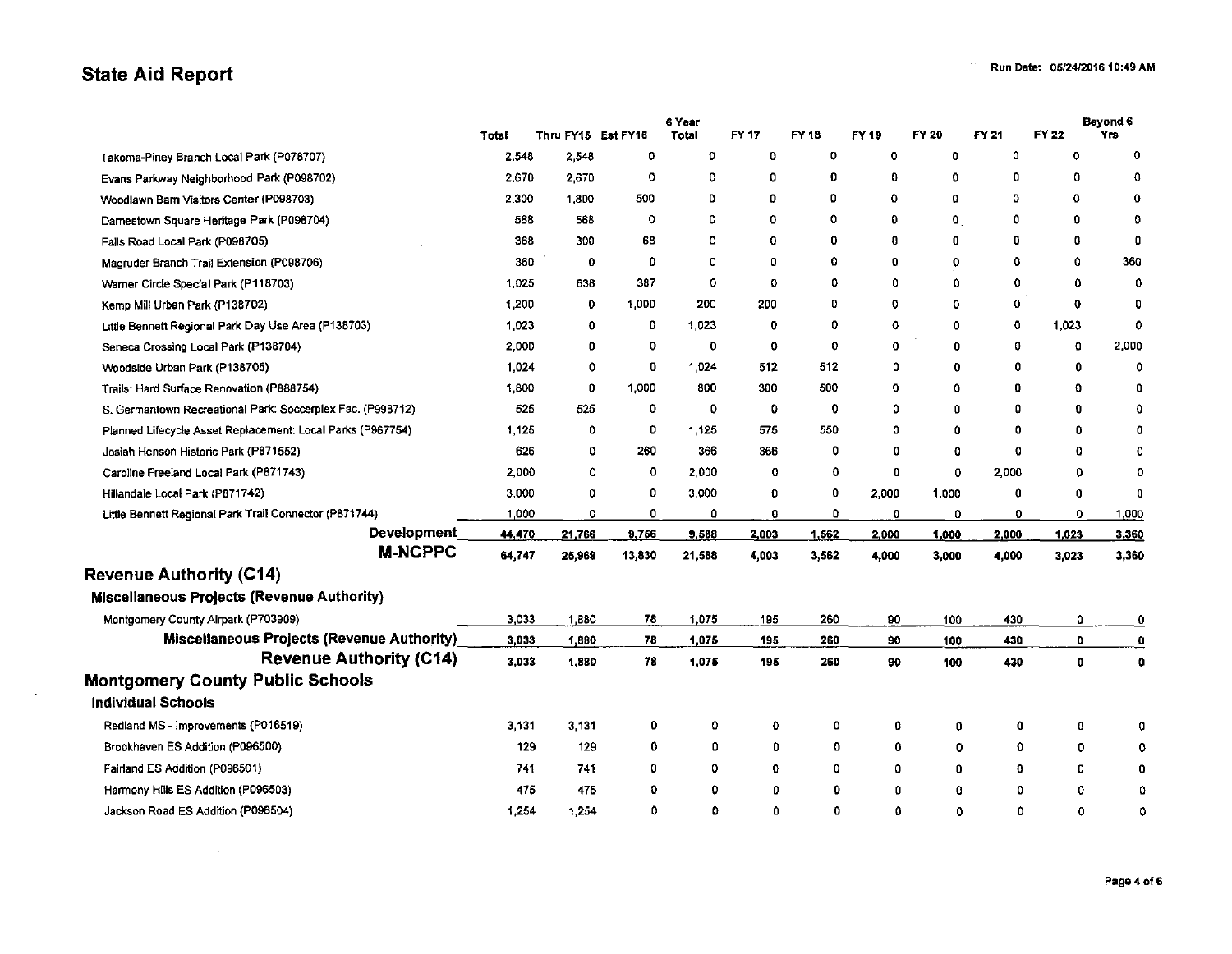# State Aid Report

Run Date: 05/24/2016 10:49 AM

| | Total | Thru FY15 | Est FY16 | 6 Year Total | FY 17 | FY 18 | FY 19 | FY 20 | FY 21 | FY 22 | Beyond 6 Yrs |
|---|---|---|---|---|---|---|---|---|---|---|---|
| Takoma-Piney Branch Local Park (P078707) | 2,548 | 2,548 | 0 | 0 | 0 | 0 | 0 | 0 | 0 | 0 | 0 |
| Evans Parkway Neighborhood Park (P098702) | 2,670 | 2,670 | 0 | 0 | 0 | 0 | 0 | 0 | 0 | 0 | 0 |
| Woodlawn Barn Visitors Center (P098703) | 2,300 | 1,800 | 500 | 0 | 0 | 0 | 0 | 0 | 0 | 0 | 0 |
| Damestown Square Heritage Park (P098704) | 568 | 568 | 0 | 0 | 0 | 0 | 0 | 0 | 0 | 0 | 0 |
| Falls Road Local Park (P098705) | 368 | 300 | 68 | 0 | 0 | 0 | 0 | 0 | 0 | 0 | 0 |
| Magruder Branch Trail Extension (P098706) | 360 | 0 | 0 | 0 | 0 | 0 | 0 | 0 | 0 | 0 | 360 |
| Warner Circle Special Park (P118703) | 1,025 | 638 | 387 | 0 | 0 | 0 | 0 | 0 | 0 | 0 | 0 |
| Kemp Mill Urban Park (P138702) | 1,200 | 0 | 1,000 | 200 | 200 | 0 | 0 | 0 | 0 | 0 | 0 |
| Little Bennett Regional Park Day Use Area (P138703) | 1,023 | 0 | 0 | 1,023 | 0 | 0 | 0 | 0 | 0 | 1,023 | 0 |
| Seneca Crossing Local Park (P138704) | 2,000 | 0 | 0 | 0 | 0 | 0 | 0 | 0 | 0 | 0 | 2,000 |
| Woodside Urban Park (P138705) | 1,024 | 0 | 0 | 1,024 | 512 | 512 | 0 | 0 | 0 | 0 | 0 |
| Trails: Hard Surface Renovation (P888754) | 1,800 | 0 | 1,000 | 800 | 300 | 500 | 0 | 0 | 0 | 0 | 0 |
| S. Germantown Recreational Park: Soccerplex Fac. (P998712) | 525 | 525 | 0 | 0 | 0 | 0 | 0 | 0 | 0 | 0 | 0 |
| Planned Lifecycle Asset Replacement: Local Parks (P967754) | 1,125 | 0 | 0 | 1,125 | 575 | 550 | 0 | 0 | 0 | 0 | 0 |
| Josiah Henson Historic Park (P871552) | 626 | 0 | 260 | 366 | 366 | 0 | 0 | 0 | 0 | 0 | 0 |
| Caroline Freeland Local Park (P871743) | 2,000 | 0 | 0 | 2,000 | 0 | 0 | 0 | 0 | 2,000 | 0 | 0 |
| Hillandale Local Park (P871742) | 3,000 | 0 | 0 | 3,000 | 0 | 0 | 2,000 | 1,000 | 0 | 0 | 0 |
| Little Bennett Regional Park Trail Connector (P871744) | 1,000 | 0 | 0 | 0 | 0 | 0 | 0 | 0 | 0 | 0 | 1,000 |
| **Development** | **44,470** | **21,766** | **9,756** | **9,588** | **2,003** | **1,562** | **2,000** | **1,000** | **2,000** | **1,023** | **3,360** |
| **M-NCPPC** | **64,747** | **25,969** | **13,830** | **21,588** | **4,003** | **3,562** | **4,000** | **3,000** | **4,000** | **3,023** | **3,360** |

## Revenue Authority (C14)

### Miscellaneous Projects (Revenue Authority)

| | Total | Thru FY15 | Est FY16 | 6 Year Total | FY 17 | FY 18 | FY 19 | FY 20 | FY 21 | FY 22 | Beyond 6 Yrs |
|---|---|---|---|---|---|---|---|---|---|---|---|
| Montgomery County Airpark (P703909) | 3,033 | 1,880 | 78 | 1,075 | 195 | 260 | 90 | 100 | 430 | 0 | 0 |
| **Miscellaneous Projects (Revenue Authority)** | **3,033** | **1,880** | **78** | **1,075** | **195** | **260** | **90** | **100** | **430** | **0** | **0** |
| **Revenue Authority (C14)** | **3,033** | **1,880** | **78** | **1,075** | **195** | **260** | **90** | **100** | **430** | **0** | **0** |

## Montgomery County Public Schools

### Individual Schools

| | Total | Thru FY15 | Est FY16 | 6 Year Total | FY 17 | FY 18 | FY 19 | FY 20 | FY 21 | FY 22 | Beyond 6 Yrs |
|---|---|---|---|---|---|---|---|---|---|---|---|
| Redland MS - Improvements (P016519) | 3,131 | 3,131 | 0 | 0 | 0 | 0 | 0 | 0 | 0 | 0 | 0 |
| Brookhaven ES Addition (P096500) | 129 | 129 | 0 | 0 | 0 | 0 | 0 | 0 | 0 | 0 | 0 |
| Fairland ES Addition (P096501) | 741 | 741 | 0 | 0 | 0 | 0 | 0 | 0 | 0 | 0 | 0 |
| Harmony Hills ES Addition (P096503) | 475 | 475 | 0 | 0 | 0 | 0 | 0 | 0 | 0 | 0 | 0 |
| Jackson Road ES Addition (P096504) | 1,254 | 1,254 | 0 | 0 | 0 | 0 | 0 | 0 | 0 | 0 | 0 |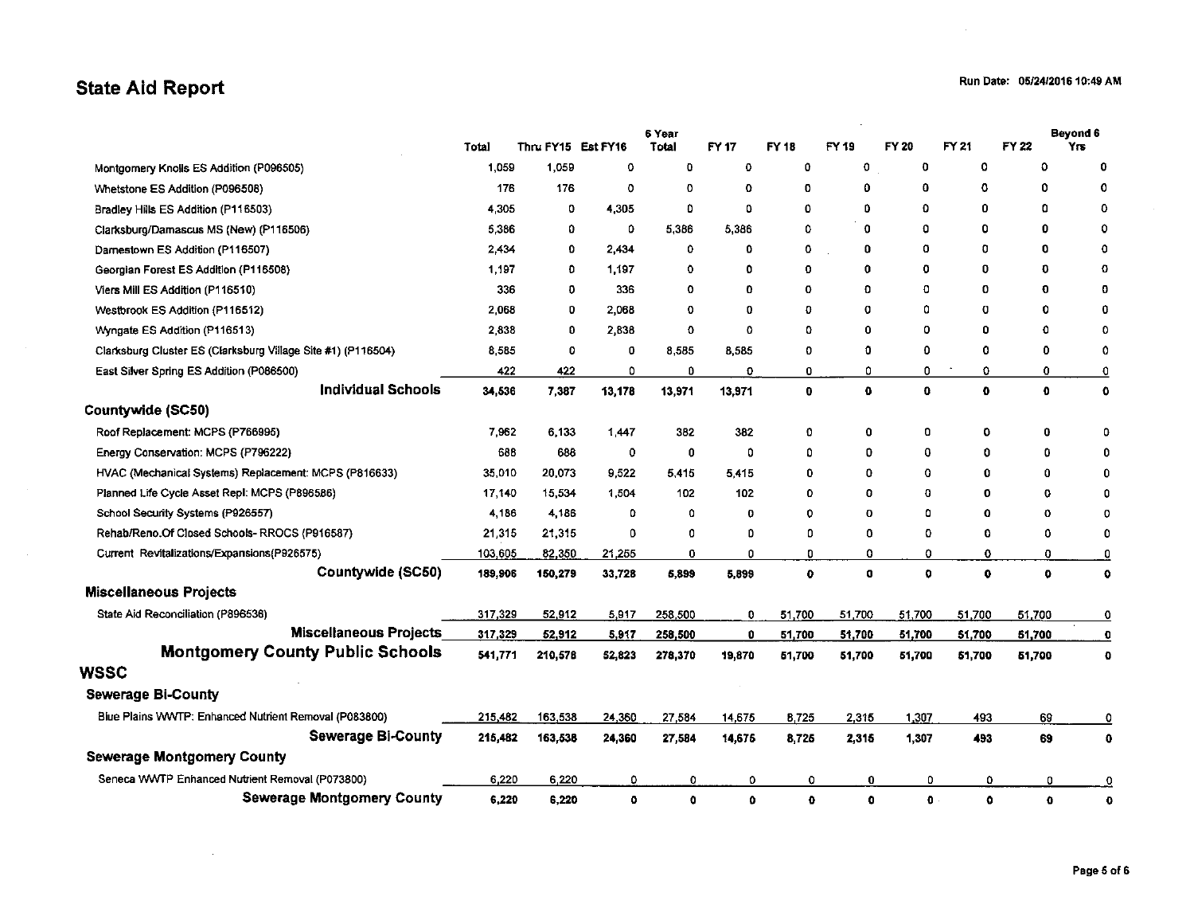# State Aid Report

Run Date: 05/24/2016 10:49 AM

| | Total | Thru FY15 | Est FY16 | 6 Year Total | FY 17 | FY 18 | FY 19 | FY 20 | FY 21 | FY 22 | Beyond 6 Yrs |
|---|---|---|---|---|---|---|---|---|---|---|---|
| Montgomery Knolls ES Addition (P096505) | 1,059 | 1,059 | 0 | 0 | 0 | 0 | 0 | 0 | 0 | 0 | 0 |
| Whetstone ES Addition (P096508) | 176 | 176 | 0 | 0 | 0 | 0 | 0 | 0 | 0 | 0 | 0 |
| Bradley Hills ES Addition (P116503) | 4,305 | 0 | 4,305 | 0 | 0 | 0 | 0 | 0 | 0 | 0 | 0 |
| Clarksburg/Damascus MS (New) (P116506) | 5,386 | 0 | 0 | 5,386 | 5,386 | 0 | 0 | 0 | 0 | 0 | 0 |
| Darnestown ES Addition (P116507) | 2,434 | 0 | 2,434 | 0 | 0 | 0 | 0 | 0 | 0 | 0 | 0 |
| Georgian Forest ES Addition (P116508) | 1,197 | 0 | 1,197 | 0 | 0 | 0 | 0 | 0 | 0 | 0 | 0 |
| Viers Mill ES Addition (P116510) | 336 | 0 | 336 | 0 | 0 | 0 | 0 | 0 | 0 | 0 | 0 |
| Westbrook ES Addition (P116512) | 2,068 | 0 | 2,068 | 0 | 0 | 0 | 0 | 0 | 0 | 0 | 0 |
| Wyngate ES Addition (P116513) | 2,838 | 0 | 2,838 | 0 | 0 | 0 | 0 | 0 | 0 | 0 | 0 |
| Clarksburg Cluster ES (Clarksburg Village Site #1) (P116504) | 8,585 | 0 | 0 | 8,585 | 8,585 | 0 | 0 | 0 | 0 | 0 | 0 |
| East Silver Spring ES Addition (P086500) | 422 | 422 | 0 | 0 | 0 | 0 | 0 | 0 | 0 | 0 | 0 |
| **Individual Schools** | **34,536** | **7,387** | **13,178** | **13,971** | **13,971** | **0** | **0** | **0** | **0** | **0** | **0** |
| **Countywide (SC50)** | | | | | | | | | | | |
| Roof Replacement: MCPS (P766995) | 7,962 | 6,133 | 1,447 | 382 | 382 | 0 | 0 | 0 | 0 | 0 | 0 |
| Energy Conservation: MCPS (P796222) | 688 | 688 | 0 | 0 | 0 | 0 | 0 | 0 | 0 | 0 | 0 |
| HVAC (Mechanical Systems) Replacement: MCPS (P816633) | 35,010 | 20,073 | 9,522 | 5,415 | 5,415 | 0 | 0 | 0 | 0 | 0 | 0 |
| Planned Life Cycle Asset Repl: MCPS (P896586) | 17,140 | 15,534 | 1,504 | 102 | 102 | 0 | 0 | 0 | 0 | 0 | 0 |
| School Security Systems (P926557) | 4,186 | 4,186 | 0 | 0 | 0 | 0 | 0 | 0 | 0 | 0 | 0 |
| Rehab/Reno.Of Closed Schools- RROCS (P916587) | 21,315 | 21,315 | 0 | 0 | 0 | 0 | 0 | 0 | 0 | 0 | 0 |
| Current Revitalizations/Expansions(P926575) | 103,605 | 82,350 | 21,255 | 0 | 0 | 0 | 0 | 0 | 0 | 0 | 0 |
| **Countywide (SC50)** | **189,906** | **150,279** | **33,728** | **5,899** | **5,899** | **0** | **0** | **0** | **0** | **0** | **0** |
| **Miscellaneous Projects** | | | | | | | | | | | |
| State Aid Reconciliation (P896536) | 317,329 | 52,912 | 5,917 | 258,500 | 0 | 51,700 | 51,700 | 51,700 | 51,700 | 51,700 | 0 |
| **Miscellaneous Projects** | **317,329** | **52,912** | **5,917** | **258,500** | **0** | **51,700** | **51,700** | **51,700** | **51,700** | **51,700** | **0** |
| **Montgomery County Public Schools** | **541,771** | **210,578** | **52,823** | **278,370** | **19,870** | **51,700** | **51,700** | **51,700** | **51,700** | **51,700** | **0** |
| **WSSC** | | | | | | | | | | | |
| **Sewerage Bi-County** | | | | | | | | | | | |
| Blue Plains WWTP: Enhanced Nutrient Removal (P083800) | 215,482 | 163,538 | 24,360 | 27,584 | 14,675 | 8,725 | 2,315 | 1,307 | 493 | 69 | 0 |
| **Sewerage Bi-County** | **215,482** | **163,538** | **24,360** | **27,584** | **14,675** | **8,725** | **2,315** | **1,307** | **493** | **69** | **0** |
| **Sewerage Montgomery County** | | | | | | | | | | | |
| Seneca WWTP Enhanced Nutrient Removal (P073800) | 6,220 | 6,220 | 0 | 0 | 0 | 0 | 0 | 0 | 0 | 0 | 0 |
| **Sewerage Montgomery County** | **6,220** | **6,220** | **0** | **0** | **0** | **0** | **0** | **0** | **0** | **0** | **0** |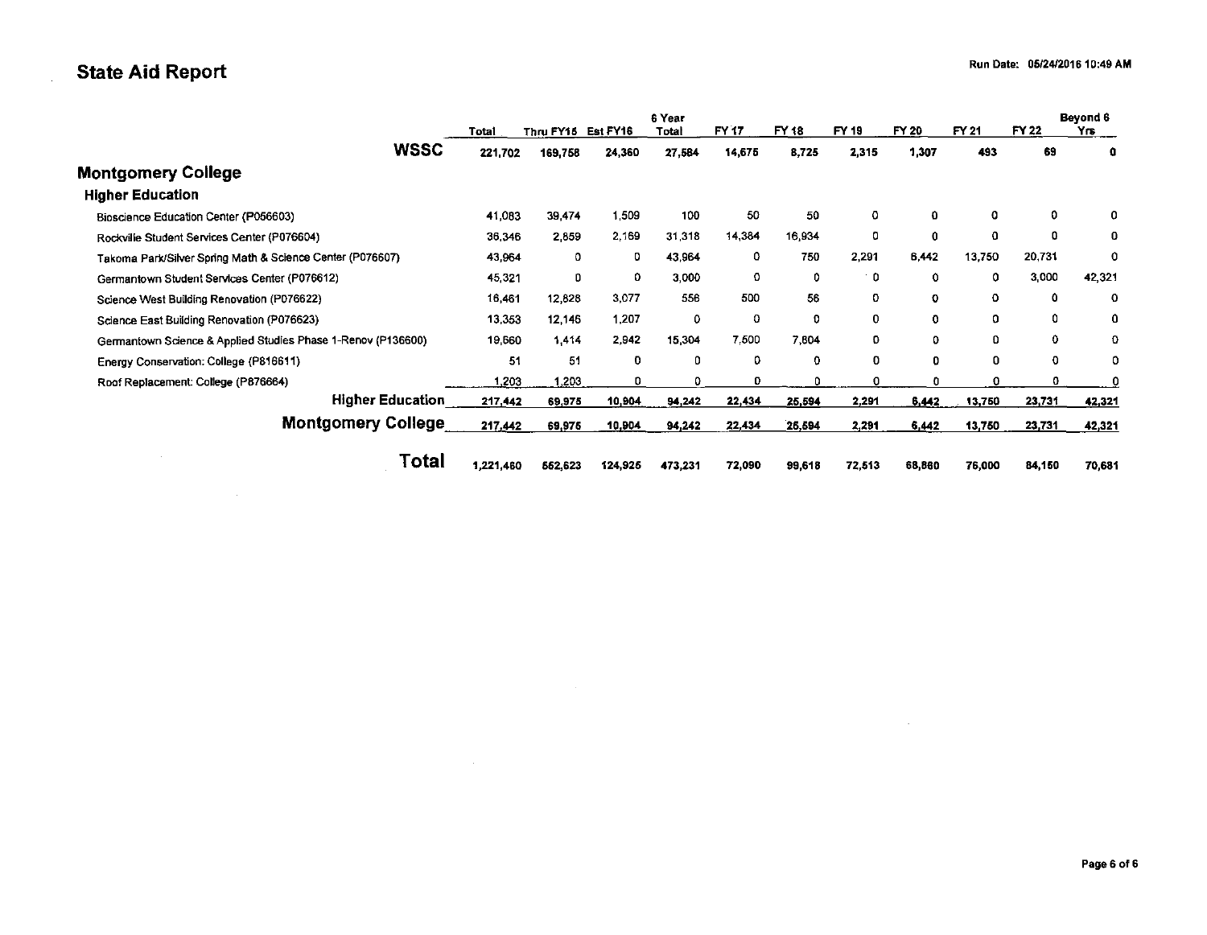# State Aid Report

Run Date: 05/24/2016 10:49 AM

| | Total | Thru FY15 | Est FY16 | 6 Year Total | FY 17 | FY 18 | FY 19 | FY 20 | FY 21 | FY 22 | Beyond 6 Yrs |
|---|---|---|---|---|---|---|---|---|---|---|---|
| **WSSC** | 221,702 | 169,758 | 24,360 | 27,584 | 14,675 | 8,725 | 2,315 | 1,307 | 493 | 69 | 0 |
| **Montgomery College** | | | | | | | | | | | |
| **Higher Education** | | | | | | | | | | | |
| Bioscience Education Center (P056603) | 41,083 | 39,474 | 1,509 | 100 | 50 | 50 | 0 | 0 | 0 | 0 | 0 |
| Rockville Student Services Center (P076604) | 36,346 | 2,859 | 2,169 | 31,318 | 14,384 | 16,934 | 0 | 0 | 0 | 0 | 0 |
| Takoma Park/Silver Spring Math & Science Center (P076607) | 43,964 | 0 | 0 | 43,964 | 0 | 750 | 2,291 | 6,442 | 13,750 | 20,731 | 0 |
| Germantown Student Services Center (P076612) | 45,321 | 0 | 0 | 3,000 | 0 | 0 | 0 | 0 | 0 | 3,000 | 42,321 |
| Science West Building Renovation (P076622) | 16,461 | 12,828 | 3,077 | 556 | 500 | 56 | 0 | 0 | 0 | 0 | 0 |
| Science East Building Renovation (P076623) | 13,353 | 12,146 | 1,207 | 0 | 0 | 0 | 0 | 0 | 0 | 0 | 0 |
| Germantown Science & Applied Studies Phase 1-Renov (P136600) | 19,660 | 1,414 | 2,942 | 15,304 | 7,500 | 7,804 | 0 | 0 | 0 | 0 | 0 |
| Energy Conservation: College (P816611) | 51 | 51 | 0 | 0 | 0 | 0 | 0 | 0 | 0 | 0 | 0 |
| Roof Replacement: College (P876664) | 1,203 | 1,203 | 0 | 0 | 0 | 0 | 0 | 0 | 0 | 0 | 0 |
| **Higher Education** | 217,442 | 69,975 | 10,904 | 94,242 | 22,434 | 25,594 | 2,291 | 6,442 | 13,750 | 23,731 | 42,321 |
| **Montgomery College** | 217,442 | 69,975 | 10,904 | 94,242 | 22,434 | 25,594 | 2,291 | 6,442 | 13,750 | 23,731 | 42,321 |
| **Total** | 1,221,460 | 552,623 | 124,925 | 473,231 | 72,090 | 99,618 | 72,513 | 68,860 | 76,000 | 84,150 | 70,681 |